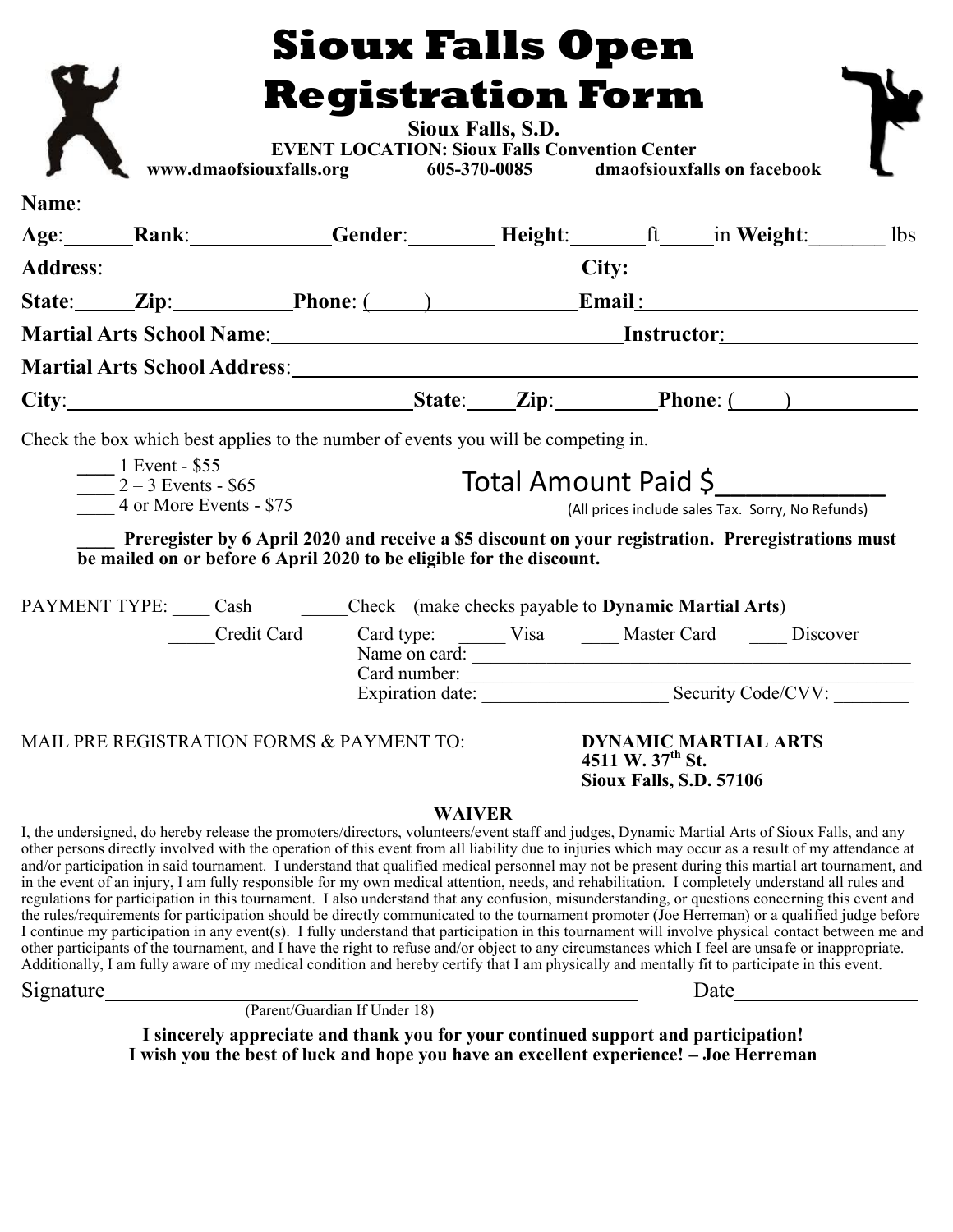# Sioux Falls Open Registration Form

**Sioux Falls, S.D.**

**EVENT LOCATION: Sioux Falls Convention Center**

**www.dmaofsiouxfalls.org** **605-370-0085** **dmaofsiouxfalls on facebook**

**Name**:\_\_\_\_\_\_\_\_\_\_\_\_\_\_\_\_\_\_\_\_\_\_\_\_\_\_\_\_\_\_\_\_\_\_\_\_\_\_\_\_\_\_\_\_\_\_\_\_

**Age**:\_\_\_\_\_\_ **Rank**:\_\_\_\_\_\_\_\_\_\_\_\_ **Gender**:\_\_\_\_\_\_\_\_ **Height**:\_\_\_\_\_\_ft\_\_\_\_\_in **Weight**:\_\_\_\_\_\_\_ lbs

**Address**:\_\_\_\_\_\_\_\_\_\_\_\_\_\_\_\_\_\_\_\_\_\_\_\_\_\_\_\_\_\_\_\_\_\_\_\_\_\_ **City:**\_\_\_\_\_\_\_\_\_\_\_\_\_\_\_\_\_\_\_\_\_\_

**State**:\_\_\_\_\_ **Zip**:\_\_\_\_\_\_\_\_\_\_ **Phone**: (\_\_\_\_\_)\_\_\_\_\_\_\_\_\_\_\_\_\_\_ **Email**:\_\_\_\_\_\_\_\_\_\_\_\_\_\_\_\_\_\_\_\_\_\_\_\_

**Martial Arts School Name**:\_\_\_\_\_\_\_\_\_\_\_\_\_\_\_\_\_\_\_\_\_\_\_\_\_\_\_\_\_\_ **Instructor**:\_\_\_\_\_\_\_\_\_\_\_\_\_\_\_\_\_\_

**Martial Arts School Address**:\_\_\_\_\_\_\_\_\_\_\_\_\_\_\_\_\_\_\_\_\_\_\_\_\_\_\_\_\_\_\_\_\_\_\_\_\_\_\_\_\_\_\_\_

**City**:\_\_\_\_\_\_\_\_\_\_\_\_\_\_\_\_\_\_\_\_\_\_\_\_\_\_\_\_\_\_ **State**:\_\_\_\_ **Zip**:\_\_\_\_\_\_\_\_\_ **Phone**: (\_\_\_\_\_)\_\_\_\_\_\_\_\_\_\_\_\_

Check the box which best applies to the number of events you will be competing in.

\_\_\_\_ 1 Event - $55
\_\_\_\_ 2 – 3 Events - $65
\_\_\_\_ 4 or More Events - $75

Total Amount Paid $\_\_\_\_\_\_\_\_\_\_\_
(All prices include sales Tax. Sorry, No Refunds)

**\_\_\_\_ Preregister by 6 April 2020 and receive a $5 discount on your registration. Preregistrations must be mailed on or before 6 April 2020 to be eligible for the discount.**

PAYMENT TYPE: \_\_\_\_ Cash \_\_\_\_\_Check (make checks payable to **Dynamic Martial Arts**)

\_\_\_\_\_Credit Card Card type: \_\_\_\_\_ Visa \_\_\_\_ Master Card \_\_\_\_ Discover
Name on card: \_\_\_\_\_\_\_\_\_\_\_\_\_\_\_\_\_\_\_\_\_\_\_\_\_\_\_\_\_\_\_\_\_\_\_\_\_\_\_\_
Card number: \_\_\_\_\_\_\_\_\_\_\_\_\_\_\_\_\_\_\_\_\_\_\_\_\_\_\_\_\_\_\_\_\_\_\_\_\_\_\_\_\_
Expiration date: \_\_\_\_\_\_\_\_\_\_\_\_\_\_\_\_\_\_\_ Security Code/CVV: \_\_\_\_\_\_\_\_

MAIL PRE REGISTRATION FORMS & PAYMENT TO:

**DYNAMIC MARTIAL ARTS**
**4511 W. 37th St.**
**Sioux Falls, S.D. 57106**

## WAIVER

I, the undersigned, do hereby release the promoters/directors, volunteers/event staff and judges, Dynamic Martial Arts of Sioux Falls, and any other persons directly involved with the operation of this event from all liability due to injuries which may occur as a result of my attendance at and/or participation in said tournament. I understand that qualified medical personnel may not be present during this martial art tournament, and in the event of an injury, I am fully responsible for my own medical attention, needs, and rehabilitation. I completely understand all rules and regulations for participation in this tournament. I also understand that any confusion, misunderstanding, or questions concerning this event and the rules/requirements for participation should be directly communicated to the tournament promoter (Joe Herreman) or a qualified judge before I continue my participation in any event(s). I fully understand that participation in this tournament will involve physical contact between me and other participants of the tournament, and I have the right to refuse and/or object to any circumstances which I feel are unsafe or inappropriate. Additionally, I am fully aware of my medical condition and hereby certify that I am physically and mentally fit to participate in this event.

Signature\_\_\_\_\_\_\_\_\_\_\_\_\_\_\_\_\_\_\_\_\_\_\_\_\_\_\_\_\_\_\_\_\_\_\_\_\_\_\_\_\_\_\_\_ Date\_\_\_\_\_\_\_\_\_\_\_\_\_\_\_\_\_\_
(Parent/Guardian If Under 18)

**I sincerely appreciate and thank you for your continued support and participation!**
**I wish you the best of luck and hope you have an excellent experience! – Joe Herreman**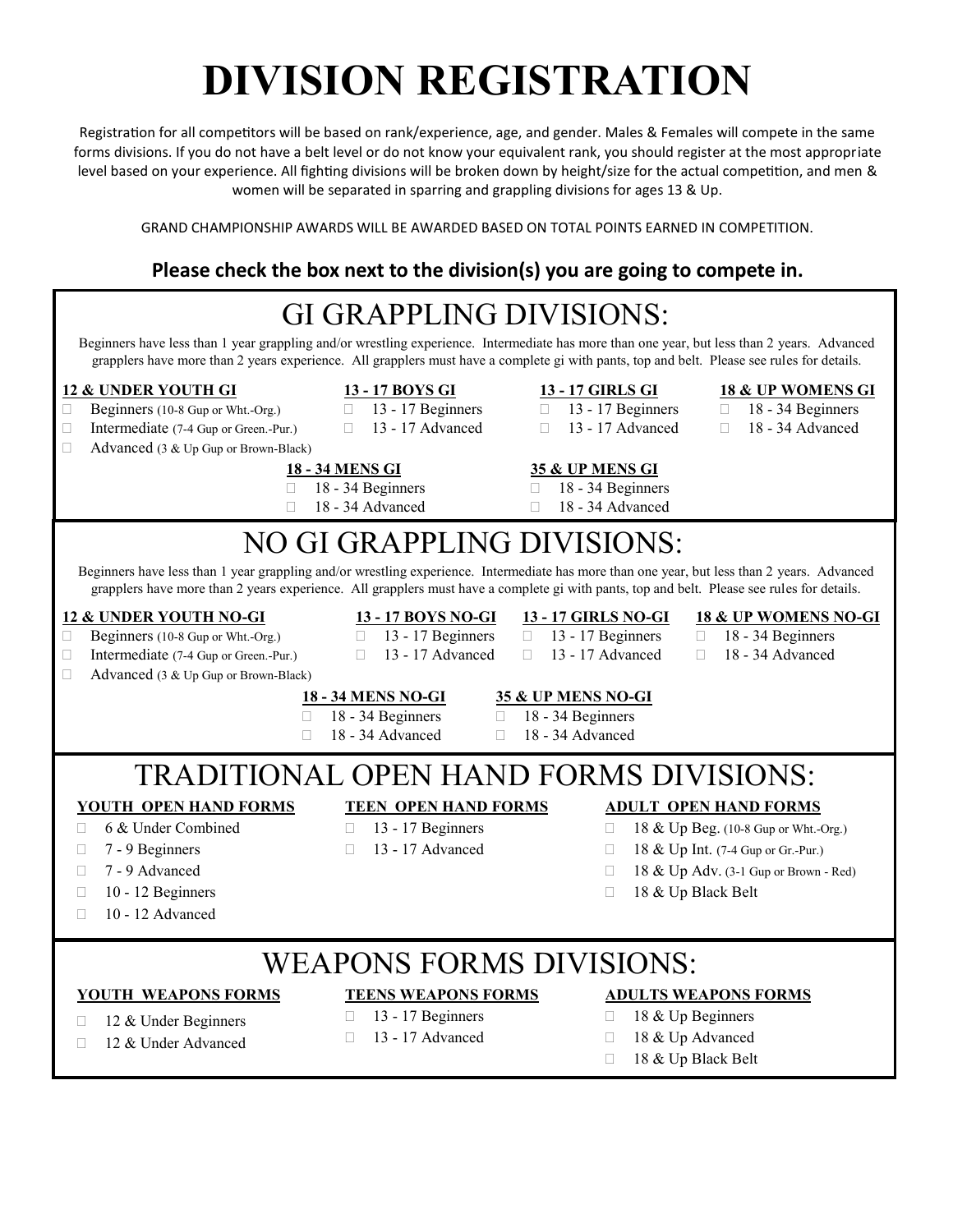# DIVISION REGISTRATION

Registration for all competitors will be based on rank/experience, age, and gender. Males & Females will compete in the same forms divisions. If you do not have a belt level or do not know your equivalent rank, you should register at the most appropriate level based on your experience. All fighting divisions will be broken down by height/size for the actual competition, and men & women will be separated in sparring and grappling divisions for ages 13 & Up.

GRAND CHAMPIONSHIP AWARDS WILL BE AWARDED BASED ON TOTAL POINTS EARNED IN COMPETITION.

**Please check the box next to the division(s) you are going to compete in.**

## GI GRAPPLING DIVISIONS:

Beginners have less than 1 year grappling and/or wrestling experience. Intermediate has more than one year, but less than 2 years. Advanced grapplers have more than 2 years experience. All grapplers must have a complete gi with pants, top and belt. Please see rules for details.

**12 & UNDER YOUTH GI**

- ☐ Beginners (10-8 Gup or Wht.-Org.)
- ☐ Intermediate (7-4 Gup or Green.-Pur.)
- ☐ Advanced (3 & Up Gup or Brown-Black)

**13 - 17 BOYS GI**

- ☐ 13 - 17 Beginners
- ☐ 13 - 17 Advanced

**13 - 17 GIRLS GI**

- ☐ 13 - 17 Beginners
- ☐ 13 - 17 Advanced

**18 & UP WOMENS GI**

- ☐ 18 - 34 Beginners
- ☐ 18 - 34 Advanced

**18 - 34 MENS GI**

- ☐ 18 - 34 Beginners
- ☐ 18 - 34 Advanced

**35 & UP MENS GI**

- ☐ 18 - 34 Beginners
- ☐ 18 - 34 Advanced

## NO GI GRAPPLING DIVISIONS:

Beginners have less than 1 year grappling and/or wrestling experience. Intermediate has more than one year, but less than 2 years. Advanced grapplers have more than 2 years experience. All grapplers must have a complete gi with pants, top and belt. Please see rules for details.

**12 & UNDER YOUTH NO-GI**

- ☐ Beginners (10-8 Gup or Wht.-Org.)
- ☐ Intermediate (7-4 Gup or Green.-Pur.)
- ☐ Advanced (3 & Up Gup or Brown-Black)

**13 - 17 BOYS NO-GI**

- ☐ 13 - 17 Beginners
- ☐ 13 - 17 Advanced

**13 - 17 GIRLS NO-GI**

- ☐ 13 - 17 Beginners
- ☐ 13 - 17 Advanced

**18 & UP WOMENS NO-GI**

- ☐ 18 - 34 Beginners
- ☐ 18 - 34 Advanced

**18 - 34 MENS NO-GI**

- ☐ 18 - 34 Beginners
- ☐ 18 - 34 Advanced

**35 & UP MENS NO-GI**

- ☐ 18 - 34 Beginners
- ☐ 18 - 34 Advanced

## TRADITIONAL OPEN HAND FORMS DIVISIONS:

**YOUTH OPEN HAND FORMS**

- ☐ 6 & Under Combined
- ☐ 7 - 9 Beginners
- ☐ 7 - 9 Advanced
- ☐ 10 - 12 Beginners
- ☐ 10 - 12 Advanced

**TEEN OPEN HAND FORMS**

- ☐ 13 - 17 Beginners
- ☐ 13 - 17 Advanced

**ADULT OPEN HAND FORMS**

- ☐ 18 & Up Beg. (10-8 Gup or Wht.-Org.)
- ☐ 18 & Up Int. (7-4 Gup or Gr.-Pur.)
- ☐ 18 & Up Adv. (3-1 Gup or Brown - Red)
- ☐ 18 & Up Black Belt

## WEAPONS FORMS DIVISIONS:

**YOUTH WEAPONS FORMS**

- ☐ 12 & Under Beginners
- ☐ 12 & Under Advanced

**TEENS WEAPONS FORMS**

- ☐ 13 - 17 Beginners
- ☐ 13 - 17 Advanced

**ADULTS WEAPONS FORMS**

- ☐ 18 & Up Beginners
- ☐ 18 & Up Advanced
- ☐ 18 & Up Black Belt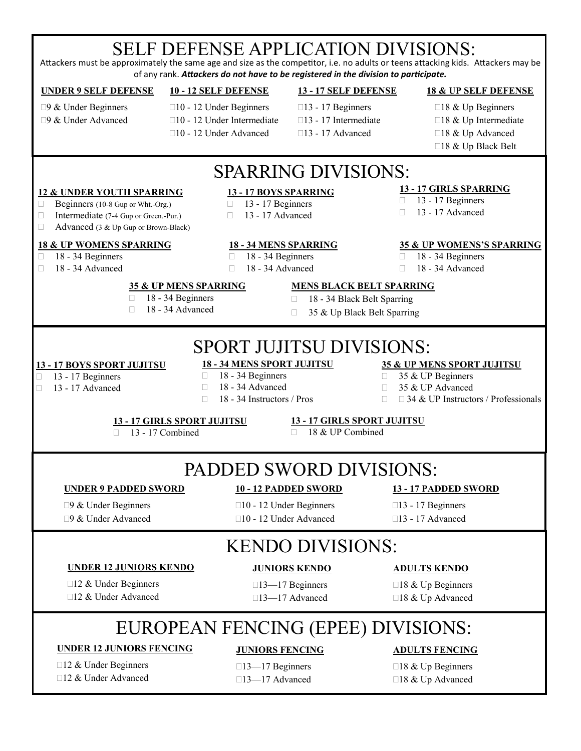# SELF DEFENSE APPLICATION DIVISIONS:

Attackers must be approximately the same age and size as the competitor, i.e. no adults or teens attacking kids. Attackers may be of any rank. ***Attackers do not have to be registered in the division to participate.***

**UNDER 9 SELF DEFENSE**

- ☐9 & Under Beginners
- ☐9 & Under Advanced

**10 - 12 SELF DEFENSE**

- ☐10 - 12 Under Beginners
- ☐10 - 12 Under Intermediate
- ☐10 - 12 Under Advanced

**13 - 17 SELF DEFENSE**

- ☐13 - 17 Beginners
- ☐13 - 17 Intermediate
- ☐13 - 17 Advanced

**18 & UP SELF DEFENSE**

- ☐18 & Up Beginners
- ☐18 & Up Intermediate
- ☐18 & Up Advanced
- ☐18 & Up Black Belt

# SPARRING DIVISIONS:

**12 & UNDER YOUTH SPARRING**

- ☐ Beginners (10-8 Gup or Wht.-Org.)
- ☐ Intermediate (7-4 Gup or Green.-Pur.)
- ☐ Advanced (3 & Up Gup or Brown-Black)

**13 - 17 BOYS SPARRING**

- ☐ 13 - 17 Beginners
- ☐ 13 - 17 Advanced

**13 - 17 GIRLS SPARRING**

- ☐ 13 - 17 Beginners
- ☐ 13 - 17 Advanced

**18 & UP WOMENS SPARRING**

- ☐ 18 - 34 Beginners
- ☐ 18 - 34 Advanced

**18 - 34 MENS SPARRING**

- ☐ 18 - 34 Beginners
- ☐ 18 - 34 Advanced

**35 & UP WOMENS'S SPARRING**

- ☐ 18 - 34 Beginners
- ☐ 18 - 34 Advanced

**35 & UP MENS SPARRING**

- ☐ 18 - 34 Beginners
- ☐ 18 - 34 Advanced

**MENS BLACK BELT SPARRING**

- ☐ 18 - 34 Black Belt Sparring
- ☐ 35 & Up Black Belt Sparring

# SPORT JUJITSU DIVISIONS:

**13 - 17 BOYS SPORT JUJITSU**

- ☐ 13 - 17 Beginners
- ☐ 13 - 17 Advanced

**18 - 34 MENS SPORT JUJITSU**

- ☐ 18 - 34 Beginners
- ☐ 18 - 34 Advanced
- ☐ 18 - 34 Instructors / Pros

**35 & UP MENS SPORT JUJITSU**

- ☐ 35 & UP Beginners
- ☐ 35 & UP Advanced
- ☐ ☐34 & UP Instructors / Professionals

**13 - 17 GIRLS SPORT JUJITSU**

- ☐ 13 - 17 Combined

**13 - 17 GIRLS SPORT JUJITSU**

- ☐ 18 & UP Combined

# PADDED SWORD DIVISIONS:

**UNDER 9 PADDED SWORD**

- ☐9 & Under Beginners
- ☐9 & Under Advanced

**10 - 12 PADDED SWORD**

- ☐10 - 12 Under Beginners
- ☐10 - 12 Under Advanced

**13 - 17 PADDED SWORD**

- ☐13 - 17 Beginners
- ☐13 - 17 Advanced

# KENDO DIVISIONS:

**UNDER 12 JUNIORS KENDO**

- ☐12 & Under Beginners
- ☐12 & Under Advanced

**JUNIORS KENDO**

- ☐13—17 Beginners
- ☐13—17 Advanced

**ADULTS KENDO**

- ☐18 & Up Beginners
- ☐18 & Up Advanced

# EUROPEAN FENCING (EPEE) DIVISIONS:

**UNDER 12 JUNIORS FENCING**

- ☐12 & Under Beginners
- ☐12 & Under Advanced

**JUNIORS FENCING**

- ☐13—17 Beginners
- ☐13—17 Advanced

**ADULTS FENCING**

- ☐18 & Up Beginners
- ☐18 & Up Advanced